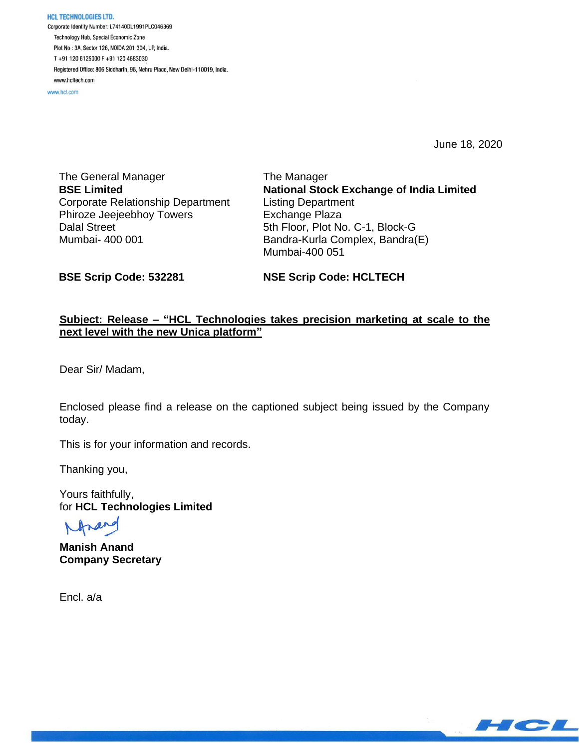**HCL TECHNOLOGIES LTD.**
Corporate Identity Number: L74140DL1991PLC046369
Technology Hub, Special Economic Zone
Plot No : 3A, Sector 126, NOIDA 201 304, UP, India.
T +91 120 6125000 F +91 120 4683030
Registered Office: 806 Siddharth, 96, Nehru Place, New Delhi-110019, India.
www.hcltech.com
www.hcl.com

June 18, 2020

The General Manager
**BSE Limited**
Corporate Relationship Department
Phiroze Jeejeebhoy Towers
Dalal Street
Mumbai- 400 001

**BSE Scrip Code: 532281**

The Manager
**National Stock Exchange of India Limited**
Listing Department
Exchange Plaza
5th Floor, Plot No. C-1, Block-G
Bandra-Kurla Complex, Bandra(E)
Mumbai-400 051

**NSE Scrip Code: HCLTECH**

**Subject: Release – "HCL Technologies takes precision marketing at scale to the next level with the new Unica platform"**

Dear Sir/ Madam,

Enclosed please find a release on the captioned subject being issued by the Company today.

This is for your information and records.

Thanking you,

Yours faithfully,
for **HCL Technologies Limited**

**Manish Anand**
**Company Secretary**

Encl. a/a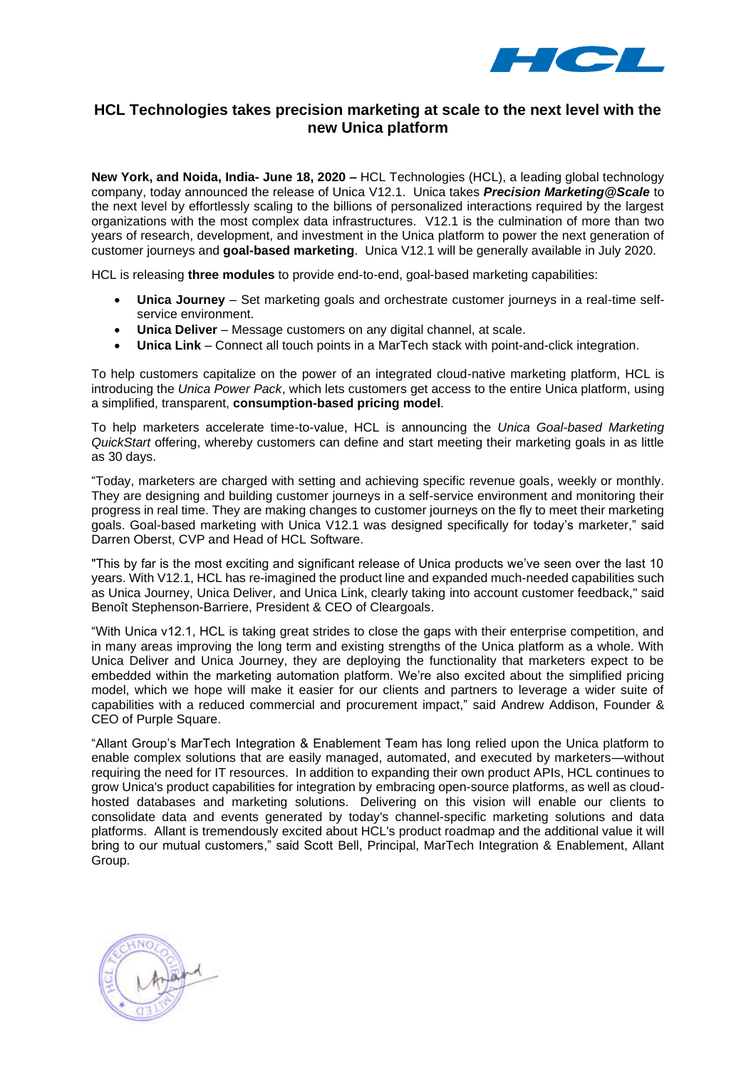## HCL Technologies takes precision marketing at scale to the next level with the new Unica platform

**New York, and Noida, India- June 18, 2020 –** HCL Technologies (HCL), a leading global technology company, today announced the release of Unica V12.1. Unica takes ***Precision Marketing@Scale*** to the next level by effortlessly scaling to the billions of personalized interactions required by the largest organizations with the most complex data infrastructures. V12.1 is the culmination of more than two years of research, development, and investment in the Unica platform to power the next generation of customer journeys and **goal-based marketing**. Unica V12.1 will be generally available in July 2020.

HCL is releasing **three modules** to provide end-to-end, goal-based marketing capabilities:

- **Unica Journey** – Set marketing goals and orchestrate customer journeys in a real-time self-service environment.
- **Unica Deliver** – Message customers on any digital channel, at scale.
- **Unica Link** – Connect all touch points in a MarTech stack with point-and-click integration.

To help customers capitalize on the power of an integrated cloud-native marketing platform, HCL is introducing the *Unica Power Pack*, which lets customers get access to the entire Unica platform, using a simplified, transparent, **consumption-based pricing model**.

To help marketers accelerate time-to-value, HCL is announcing the *Unica Goal-based Marketing QuickStart* offering, whereby customers can define and start meeting their marketing goals in as little as 30 days.

"Today, marketers are charged with setting and achieving specific revenue goals, weekly or monthly. They are designing and building customer journeys in a self-service environment and monitoring their progress in real time. They are making changes to customer journeys on the fly to meet their marketing goals. Goal-based marketing with Unica V12.1 was designed specifically for today's marketer," said Darren Oberst, CVP and Head of HCL Software.

"This by far is the most exciting and significant release of Unica products we've seen over the last 10 years. With V12.1, HCL has re-imagined the product line and expanded much-needed capabilities such as Unica Journey, Unica Deliver, and Unica Link, clearly taking into account customer feedback," said Benoît Stephenson-Barriere, President & CEO of Cleargoals.

"With Unica v12.1, HCL is taking great strides to close the gaps with their enterprise competition, and in many areas improving the long term and existing strengths of the Unica platform as a whole. With Unica Deliver and Unica Journey, they are deploying the functionality that marketers expect to be embedded within the marketing automation platform. We're also excited about the simplified pricing model, which we hope will make it easier for our clients and partners to leverage a wider suite of capabilities with a reduced commercial and procurement impact," said Andrew Addison, Founder & CEO of Purple Square.

"Allant Group's MarTech Integration & Enablement Team has long relied upon the Unica platform to enable complex solutions that are easily managed, automated, and executed by marketers—without requiring the need for IT resources. In addition to expanding their own product APIs, HCL continues to grow Unica's product capabilities for integration by embracing open-source platforms, as well as cloud-hosted databases and marketing solutions. Delivering on this vision will enable our clients to consolidate data and events generated by today's channel-specific marketing solutions and data platforms. Allant is tremendously excited about HCL's product roadmap and the additional value it will bring to our mutual customers," said Scott Bell, Principal, MarTech Integration & Enablement, Allant Group.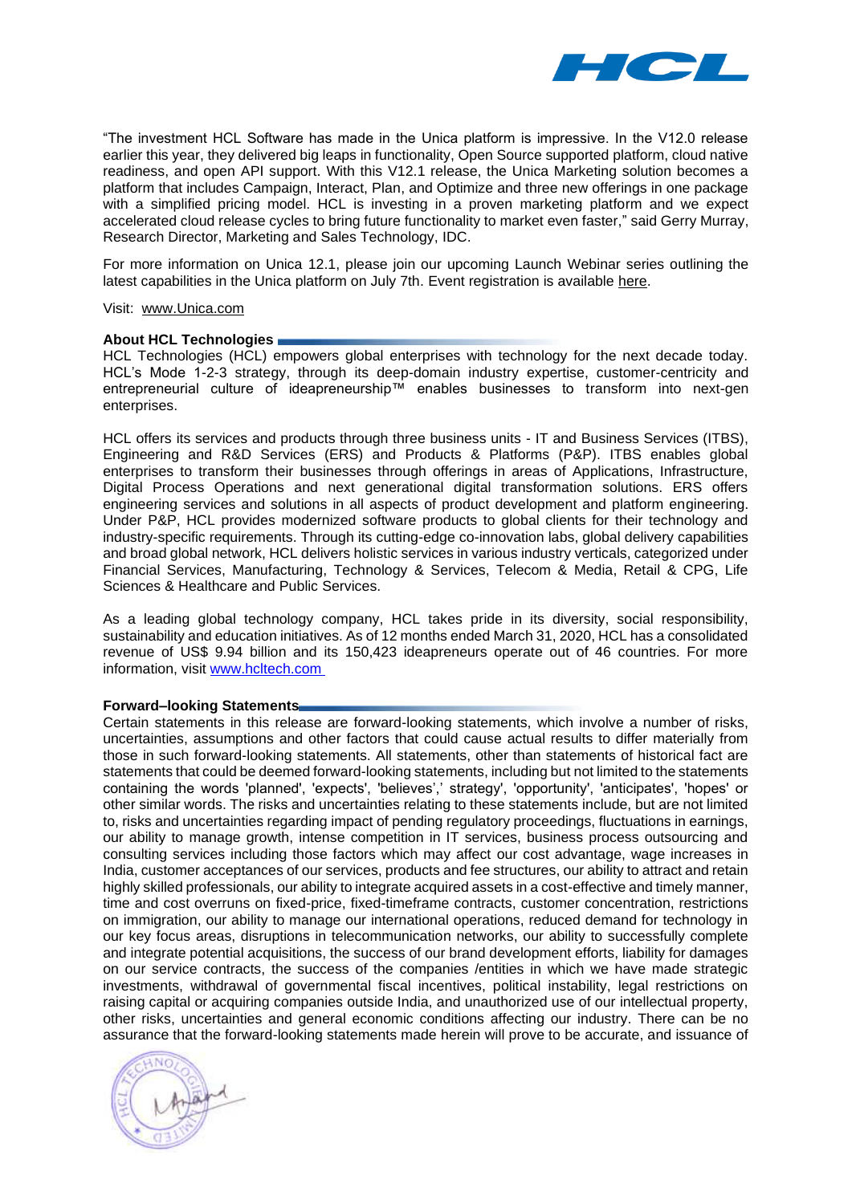"The investment HCL Software has made in the Unica platform is impressive. In the V12.0 release earlier this year, they delivered big leaps in functionality, Open Source supported platform, cloud native readiness, and open API support. With this V12.1 release, the Unica Marketing solution becomes a platform that includes Campaign, Interact, Plan, and Optimize and three new offerings in one package with a simplified pricing model. HCL is investing in a proven marketing platform and we expect accelerated cloud release cycles to bring future functionality to market even faster," said Gerry Murray, Research Director, Marketing and Sales Technology, IDC.

For more information on Unica 12.1, please join our upcoming Launch Webinar series outlining the latest capabilities in the Unica platform on July 7th. Event registration is available here.

Visit: www.Unica.com

**About HCL Technologies**

HCL Technologies (HCL) empowers global enterprises with technology for the next decade today. HCL's Mode 1-2-3 strategy, through its deep-domain industry expertise, customer-centricity and entrepreneurial culture of ideapreneurship™ enables businesses to transform into next-gen enterprises.

HCL offers its services and products through three business units - IT and Business Services (ITBS), Engineering and R&D Services (ERS) and Products & Platforms (P&P). ITBS enables global enterprises to transform their businesses through offerings in areas of Applications, Infrastructure, Digital Process Operations and next generational digital transformation solutions. ERS offers engineering services and solutions in all aspects of product development and platform engineering. Under P&P, HCL provides modernized software products to global clients for their technology and industry-specific requirements. Through its cutting-edge co-innovation labs, global delivery capabilities and broad global network, HCL delivers holistic services in various industry verticals, categorized under Financial Services, Manufacturing, Technology & Services, Telecom & Media, Retail & CPG, Life Sciences & Healthcare and Public Services.

As a leading global technology company, HCL takes pride in its diversity, social responsibility, sustainability and education initiatives. As of 12 months ended March 31, 2020, HCL has a consolidated revenue of US$ 9.94 billion and its 150,423 ideapreneurs operate out of 46 countries. For more information, visit www.hcltech.com

**Forward–looking Statements**

Certain statements in this release are forward-looking statements, which involve a number of risks, uncertainties, assumptions and other factors that could cause actual results to differ materially from those in such forward-looking statements. All statements, other than statements of historical fact are statements that could be deemed forward-looking statements, including but not limited to the statements containing the words 'planned', 'expects', 'believes',' strategy', 'opportunity', 'anticipates', 'hopes' or other similar words. The risks and uncertainties relating to these statements include, but are not limited to, risks and uncertainties regarding impact of pending regulatory proceedings, fluctuations in earnings, our ability to manage growth, intense competition in IT services, business process outsourcing and consulting services including those factors which may affect our cost advantage, wage increases in India, customer acceptances of our services, products and fee structures, our ability to attract and retain highly skilled professionals, our ability to integrate acquired assets in a cost-effective and timely manner, time and cost overruns on fixed-price, fixed-timeframe contracts, customer concentration, restrictions on immigration, our ability to manage our international operations, reduced demand for technology in our key focus areas, disruptions in telecommunication networks, our ability to successfully complete and integrate potential acquisitions, the success of our brand development efforts, liability for damages on our service contracts, the success of the companies /entities in which we have made strategic investments, withdrawal of governmental fiscal incentives, political instability, legal restrictions on raising capital or acquiring companies outside India, and unauthorized use of our intellectual property, other risks, uncertainties and general economic conditions affecting our industry. There can be no assurance that the forward-looking statements made herein will prove to be accurate, and issuance of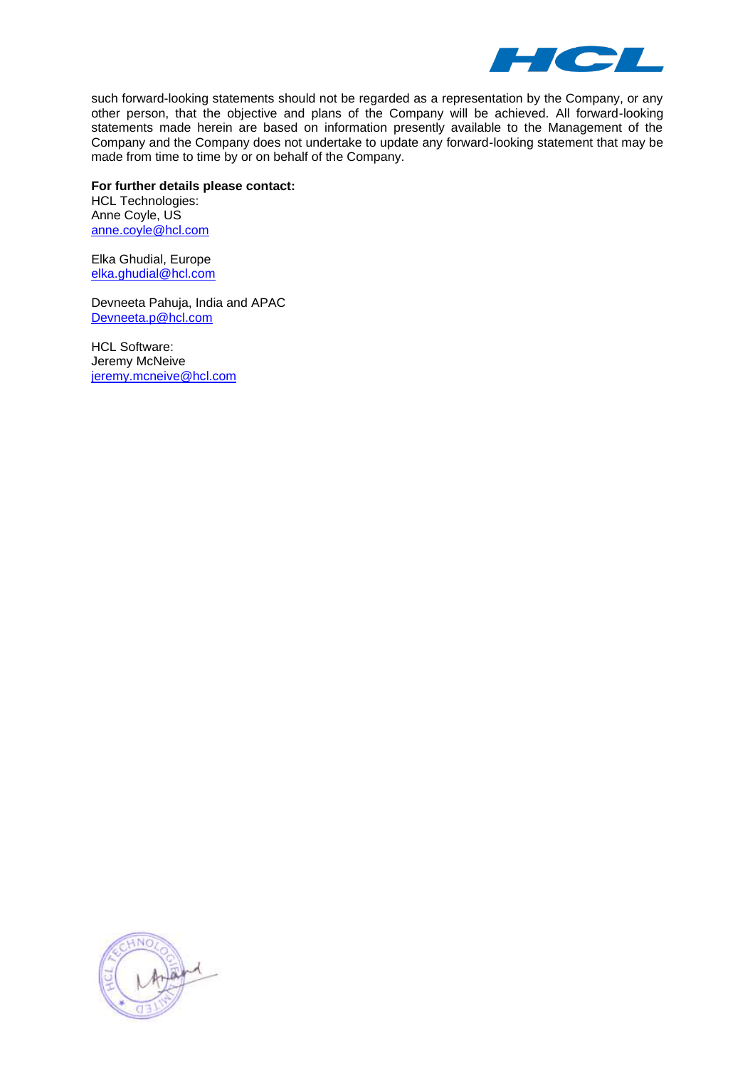such forward-looking statements should not be regarded as a representation by the Company, or any other person, that the objective and plans of the Company will be achieved. All forward-looking statements made herein are based on information presently available to the Management of the Company and the Company does not undertake to update any forward-looking statement that may be made from time to time by or on behalf of the Company.

**For further details please contact:**
HCL Technologies:
Anne Coyle, US
anne.coyle@hcl.com

Elka Ghudial, Europe
elka.ghudial@hcl.com

Devneeta Pahuja, India and APAC
Devneeta.p@hcl.com

HCL Software:
Jeremy McNeive
jeremy.mcneive@hcl.com